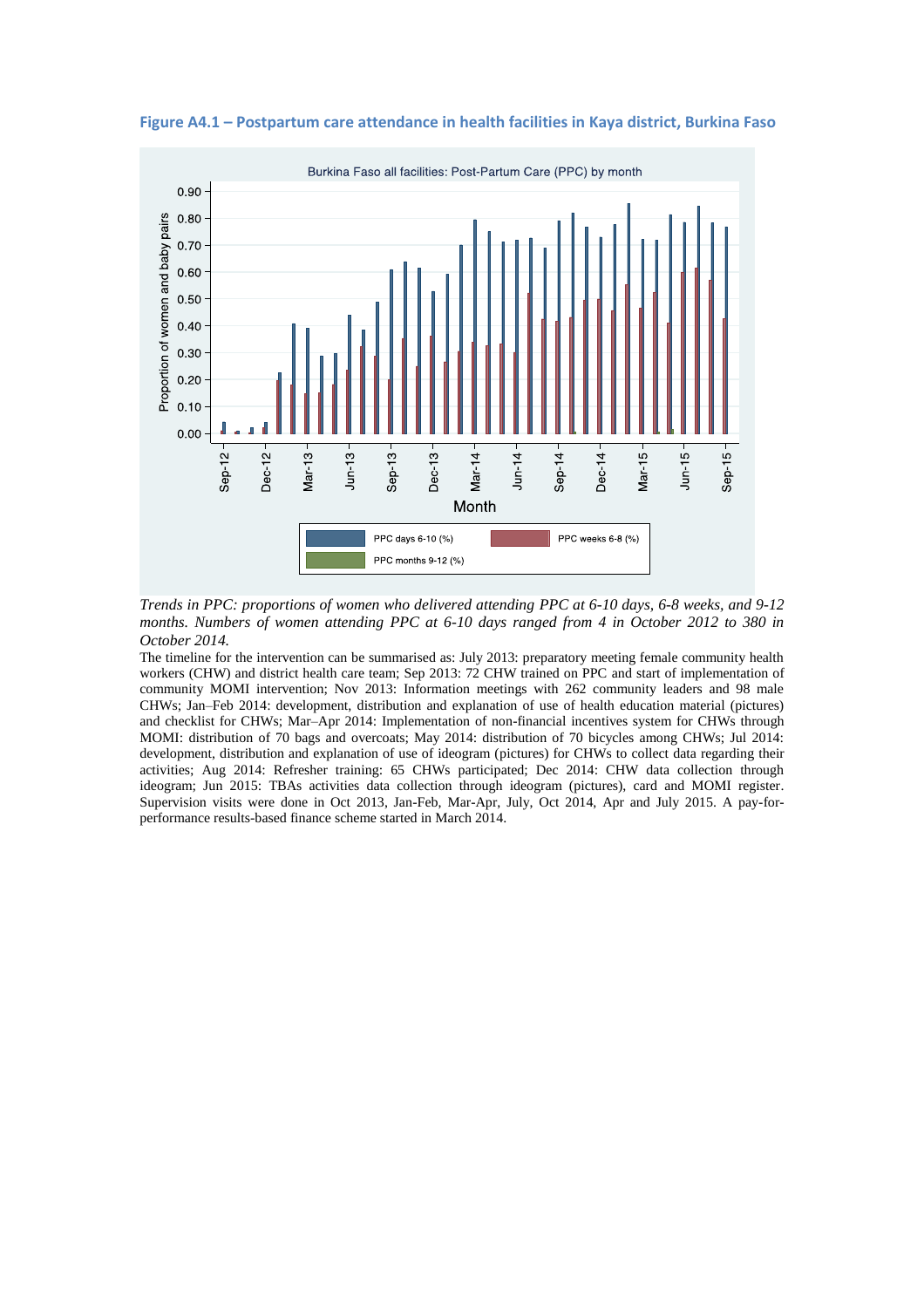**Figure A4.1 – Postpartum care attendance in health facilities in Kaya district, Burkina Faso**

*Trends in PPC: proportions of women who delivered attending PPC at 6-10 days, 6-8 weeks, and 9-12 months. Numbers of women attending PPC at 6-10 days ranged from 4 in October 2012 to 380 in October 2014.*

The timeline for the intervention can be summarised as: July 2013: preparatory meeting female community health workers (CHW) and district health care team; Sep 2013: 72 CHW trained on PPC and start of implementation of community MOMI intervention; Nov 2013: Information meetings with 262 community leaders and 98 male CHWs; Jan–Feb 2014: development, distribution and explanation of use of health education material (pictures) and checklist for CHWs; Mar–Apr 2014: Implementation of non-financial incentives system for CHWs through MOMI: distribution of 70 bags and overcoats; May 2014: distribution of 70 bicycles among CHWs; Jul 2014: development, distribution and explanation of use of ideogram (pictures) for CHWs to collect data regarding their activities; Aug 2014: Refresher training: 65 CHWs participated; Dec 2014: CHW data collection through ideogram; Jun 2015: TBAs activities data collection through ideogram (pictures), card and MOMI register. Supervision visits were done in Oct 2013, Jan-Feb, Mar-Apr, July, Oct 2014, Apr and July 2015. A pay-for-performance results-based finance scheme started in March 2014.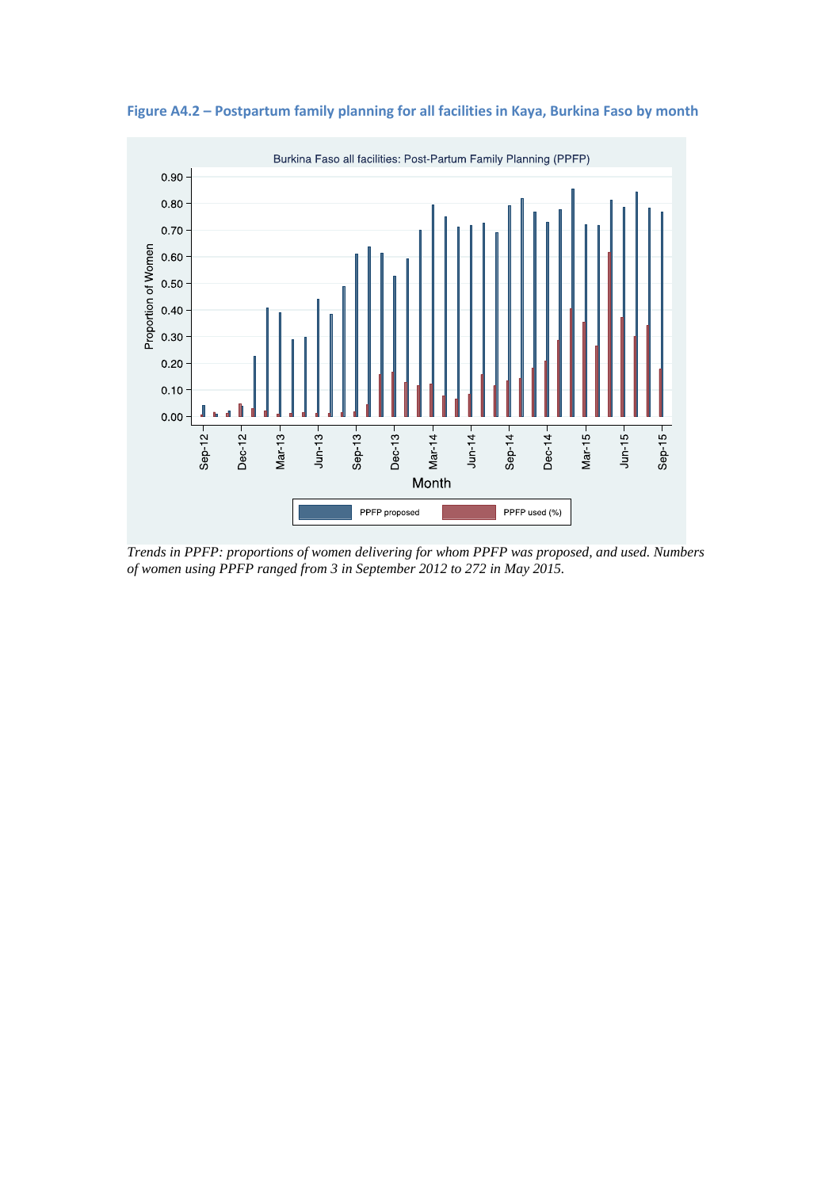**Figure A4.2 – Postpartum family planning for all facilities in Kaya, Burkina Faso by month**

*Trends in PPFP: proportions of women delivering for whom PPFP was proposed, and used. Numbers of women using PPFP ranged from 3 in September 2012 to 272 in May 2015.*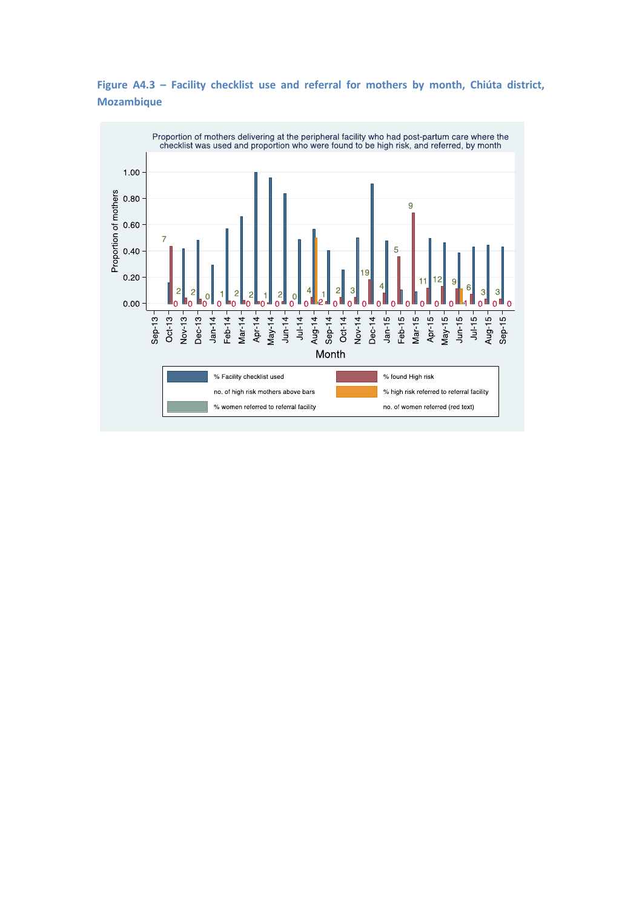**Figure A4.3 – Facility checklist use and referral for mothers by month, Chiúta district, Mozambique**

Proportion of mothers delivering at the peripheral facility who had post-partum care where the checklist was used and proportion who were found to be high risk, and referred, by month

Proportion of mothers

1.00
0.80
0.60
0.40
0.20
0.00

Month

Sep-13 Oct-13 Nov-13 Dec-13 Jan-14 Feb-14 Mar-14 Apr-14 May-14 Jun-14 Jul-14 Aug-14 Sep-14 Oct-14 Nov-14 Dec-14 Jan-15 Feb-15 Mar-15 Apr-15 May-15 Jun-15 Jul-15 Aug-15 Sep-15

7 2 2 0 1 2 2 1 2 0 4 1 2 3 19 4 5 9 11 12 9 6 3 3

0 0 0 0 0 0 0 0 0 0 0 2 0 0 0 0 0 0 0 0 0 1 0 0 0

% Facility checklist used
% found High risk
no. of high risk mothers above bars
% high risk referred to referral facility
% women referred to referral facility
no. of women referred (red text)